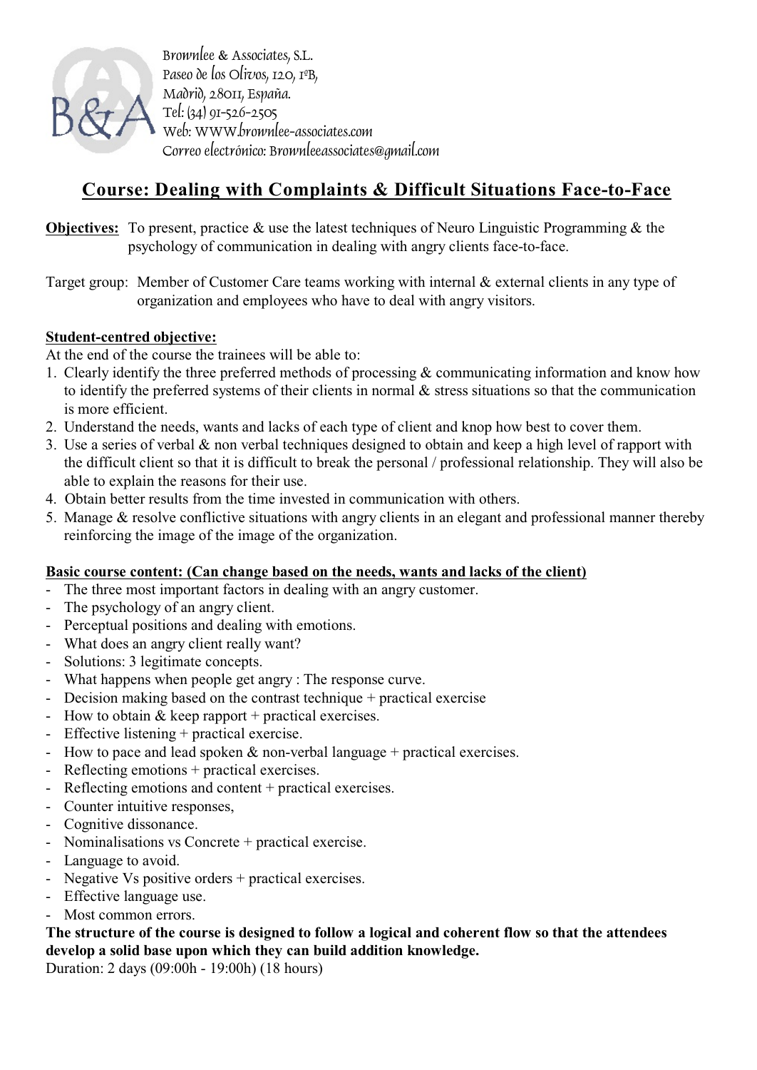Brownlee & Associates, S.L.
Paseo de los Olivos, 120, 1ºB,
Madrid, 28011, España.
Tel: (34) 91-526-2505
Web: www.brownlee-associates.com
Correo electrónico: Brownleeassociates@gmail.com

# Course: Dealing with Complaints & Difficult Situations Face-to-Face

**Objectives:** To present, practice & use the latest techniques of Neuro Linguistic Programming & the psychology of communication in dealing with angry clients face-to-face.

Target group: Member of Customer Care teams working with internal & external clients in any type of organization and employees who have to deal with angry visitors.

**Student-centred objective:**

At the end of the course the trainees will be able to:

1. Clearly identify the three preferred methods of processing & communicating information and know how to identify the preferred systems of their clients in normal & stress situations so that the communication is more efficient.
2. Understand the needs, wants and lacks of each type of client and knop how best to cover them.
3. Use a series of verbal & non verbal techniques designed to obtain and keep a high level of rapport with the difficult client so that it is difficult to break the personal / professional relationship. They will also be able to explain the reasons for their use.
4. Obtain better results from the time invested in communication with others.
5. Manage & resolve conflictive situations with angry clients in an elegant and professional manner thereby reinforcing the image of the image of the organization.

**Basic course content: (Can change based on the needs, wants and lacks of the client)**

- The three most important factors in dealing with an angry customer.
- The psychology of an angry client.
- Perceptual positions and dealing with emotions.
- What does an angry client really want?
- Solutions: 3 legitimate concepts.
- What happens when people get angry : The response curve.
- Decision making based on the contrast technique + practical exercise
- How to obtain & keep rapport + practical exercises.
- Effective listening + practical exercise.
- How to pace and lead spoken & non-verbal language + practical exercises.
- Reflecting emotions + practical exercises.
- Reflecting emotions and content + practical exercises.
- Counter intuitive responses,
- Cognitive dissonance.
- Nominalisations vs Concrete + practical exercise.
- Language to avoid.
- Negative Vs positive orders + practical exercises.
- Effective language use.
- Most common errors.

**The structure of the course is designed to follow a logical and coherent flow so that the attendees develop a solid base upon which they can build addition knowledge.**

Duration: 2 days (09:00h - 19:00h) (18 hours)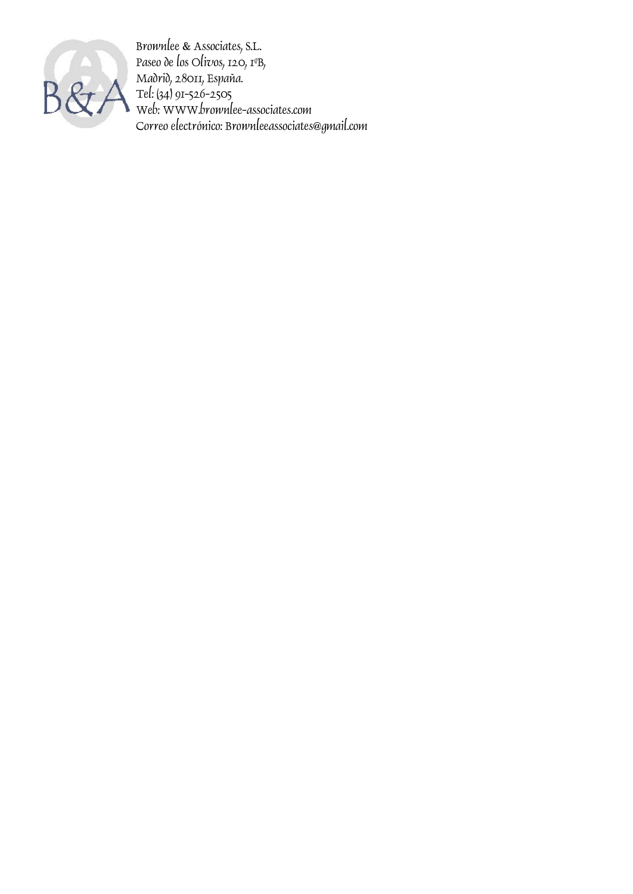B&A

Brownlee & Associates, S.L.
Paseo de los Olivos, 120, 1ºB,
Madrid, 28011, España.
Tel: (34) 91-526-2505
Web: WWW.brownlee-associates.com
Correo electrónico: Brownleeassociates@gmail.com